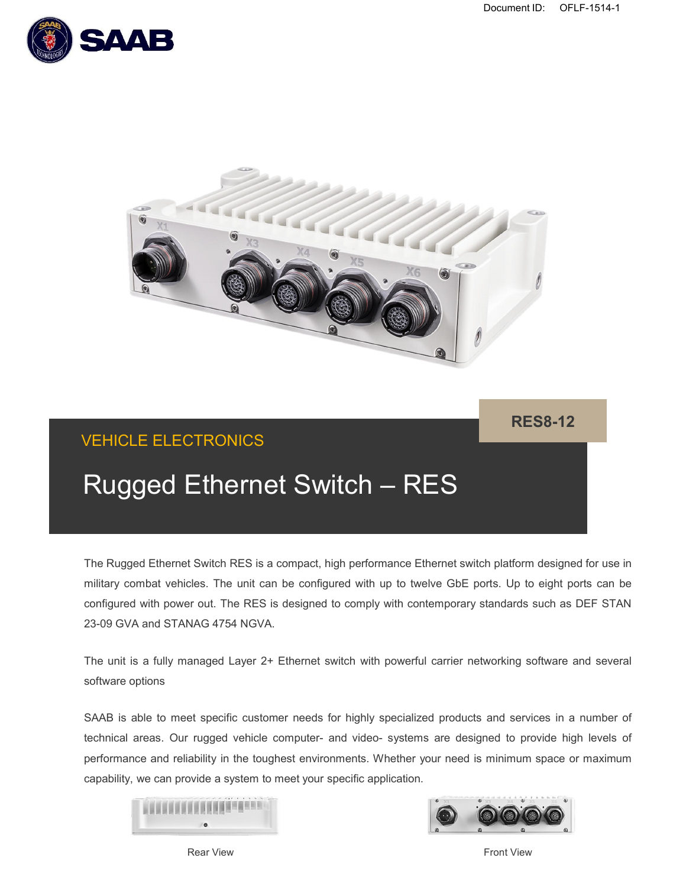Document ID: OFLF-1514-1

RES8-12

VEHICLE ELECTRONICS

# Rugged Ethernet Switch – RES

The Rugged Ethernet Switch RES is a compact, high performance Ethernet switch platform designed for use in military combat vehicles. The unit can be configured with up to twelve GbE ports. Up to eight ports can be configured with power out. The RES is designed to comply with contemporary standards such as DEF STAN 23-09 GVA and STANAG 4754 NGVA.

The unit is a fully managed Layer 2+ Ethernet switch with powerful carrier networking software and several software options

SAAB is able to meet specific customer needs for highly specialized products and services in a number of technical areas. Our rugged vehicle computer- and video- systems are designed to provide high levels of performance and reliability in the toughest environments. Whether your need is minimum space or maximum capability, we can provide a system to meet your specific application.

Rear View

Front View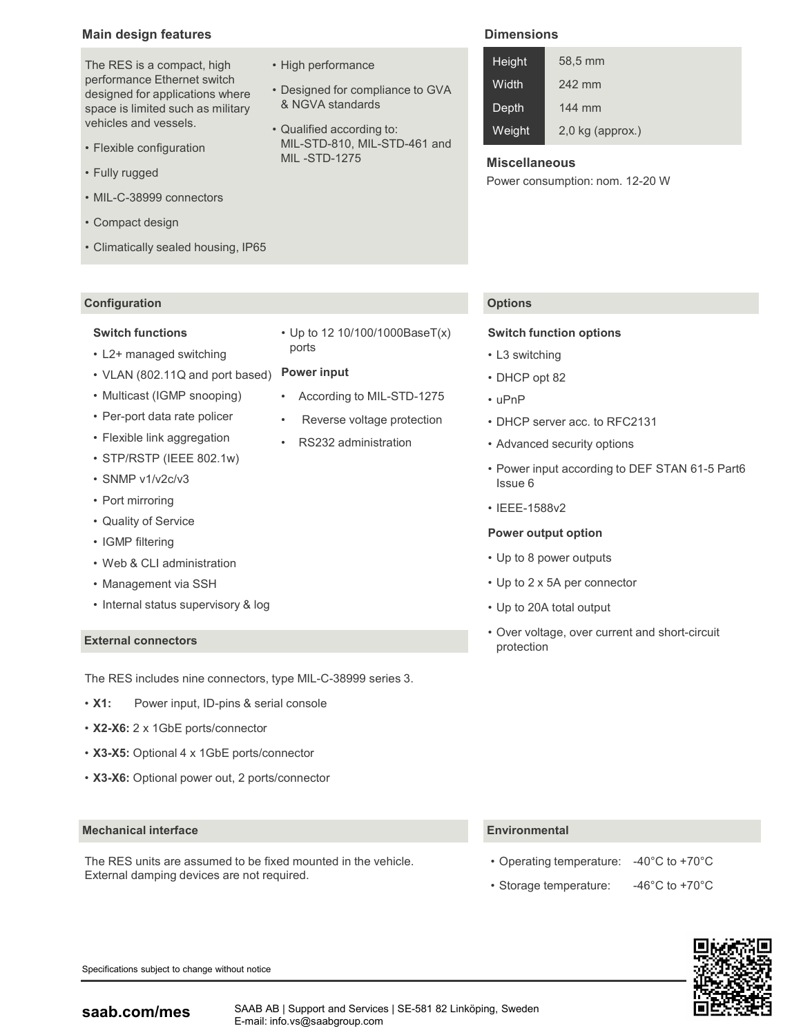## Main design features

The RES is a compact, high performance Ethernet switch designed for applications where space is limited such as military vehicles and vessels.

- Flexible configuration
- Fully rugged
- MIL-C-38999 connectors
- Compact design
- Climatically sealed housing, IP65
- High performance
- Designed for compliance to GVA & NGVA standards
- Qualified according to: MIL-STD-810, MIL-STD-461 and MIL -STD-1275

## Dimensions

| | |
|---|---|
| Height | 58,5 mm |
| Width | 242 mm |
| Depth | 144 mm |
| Weight | 2,0 kg (approx.) |

### Miscellaneous

Power consumption: nom. 12-20 W

## Configuration

### Switch functions

- L2+ managed switching
- VLAN (802.11Q and port based)
- Multicast (IGMP snooping)
- Per-port data rate policer
- Flexible link aggregation
- STP/RSTP (IEEE 802.1w)
- SNMP v1/v2c/v3
- Port mirroring
- Quality of Service
- IGMP filtering
- Web & CLI administration
- Management via SSH
- Internal status supervisory & log
- Up to 12 10/100/1000BaseT(x) ports

### Power input

- According to MIL-STD-1275
- Reverse voltage protection
- RS232 administration

## Options

### Switch function options

- L3 switching
- DHCP opt 82
- uPnP
- DHCP server acc. to RFC2131
- Advanced security options
- Power input according to DEF STAN 61-5 Part6 Issue 6
- IEEE-1588v2

### Power output option

- Up to 8 power outputs
- Up to 2 x 5A per connector
- Up to 20A total output
- Over voltage, over current and short-circuit protection

## External connectors

The RES includes nine connectors, type MIL-C-38999 series 3.

- **X1:** Power input, ID-pins & serial console
- **X2-X6:** 2 x 1GbE ports/connector
- **X3-X5:** Optional 4 x 1GbE ports/connector
- **X3-X6:** Optional power out, 2 ports/connector

## Mechanical interface

The RES units are assumed to be fixed mounted in the vehicle. External damping devices are not required.

## Environmental

- Operating temperature: -40°C to +70°C
- Storage temperature: -46°C to +70°C

Specifications subject to change without notice

**saab.com/mes**

SAAB AB | Support and Services | SE-581 82 Linköping, Sweden
E-mail: info.vs@saabgroup.com